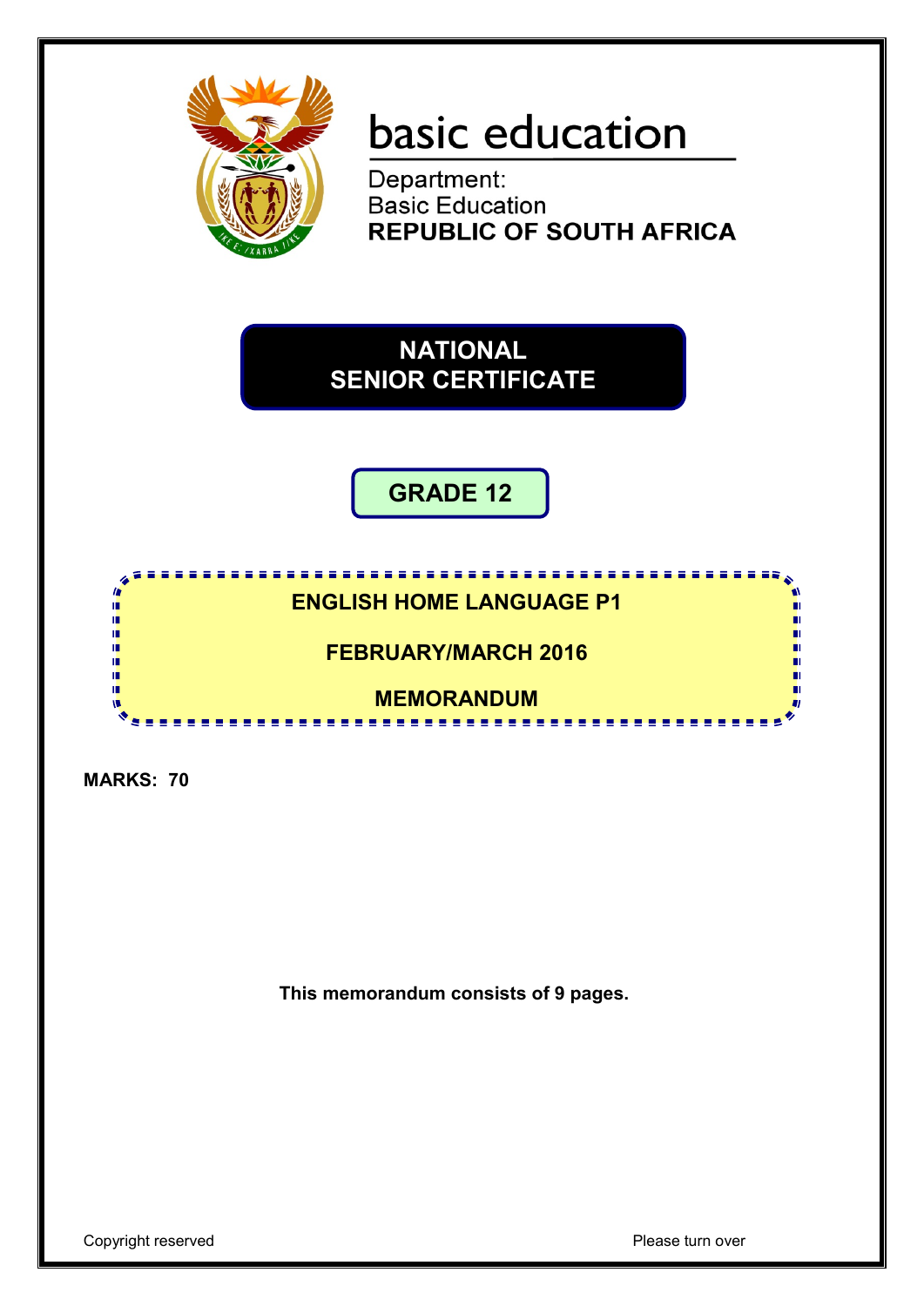basic education

Department:
Basic Education
**REPUBLIC OF SOUTH AFRICA**

# NATIONAL SENIOR CERTIFICATE

## GRADE 12

### ENGLISH HOME LANGUAGE P1

### FEBRUARY/MARCH 2016

### MEMORANDUM

**MARKS: 70**

**This memorandum consists of 9 pages.**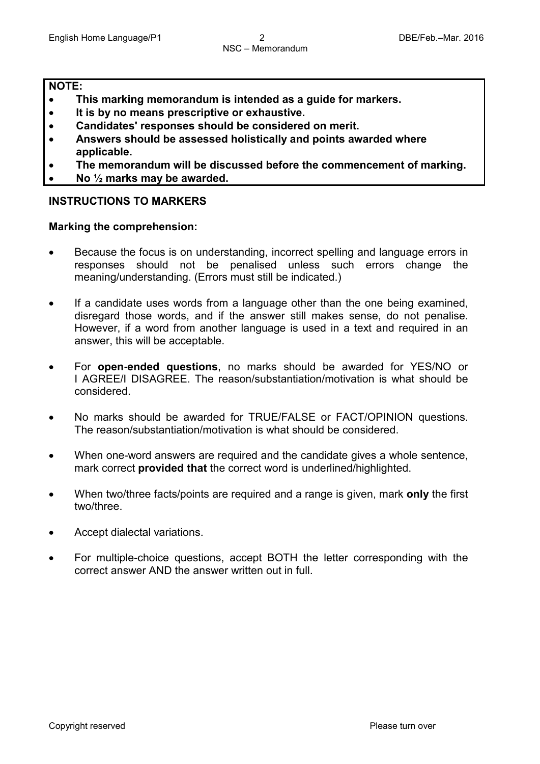**NOTE:**

- **This marking memorandum is intended as a guide for markers.**
- **It is by no means prescriptive or exhaustive.**
- **Candidates' responses should be considered on merit.**
- **Answers should be assessed holistically and points awarded where applicable.**
- **The memorandum will be discussed before the commencement of marking.**
- **No ½ marks may be awarded.**

## INSTRUCTIONS TO MARKERS

**Marking the comprehension:**

- Because the focus is on understanding, incorrect spelling and language errors in responses should not be penalised unless such errors change the meaning/understanding. (Errors must still be indicated.)
- If a candidate uses words from a language other than the one being examined, disregard those words, and if the answer still makes sense, do not penalise. However, if a word from another language is used in a text and required in an answer, this will be acceptable.
- For **open-ended questions**, no marks should be awarded for YES/NO or I AGREE/I DISAGREE. The reason/substantiation/motivation is what should be considered.
- No marks should be awarded for TRUE/FALSE or FACT/OPINION questions. The reason/substantiation/motivation is what should be considered.
- When one-word answers are required and the candidate gives a whole sentence, mark correct **provided that** the correct word is underlined/highlighted.
- When two/three facts/points are required and a range is given, mark **only** the first two/three.
- Accept dialectal variations.
- For multiple-choice questions, accept BOTH the letter corresponding with the correct answer AND the answer written out in full.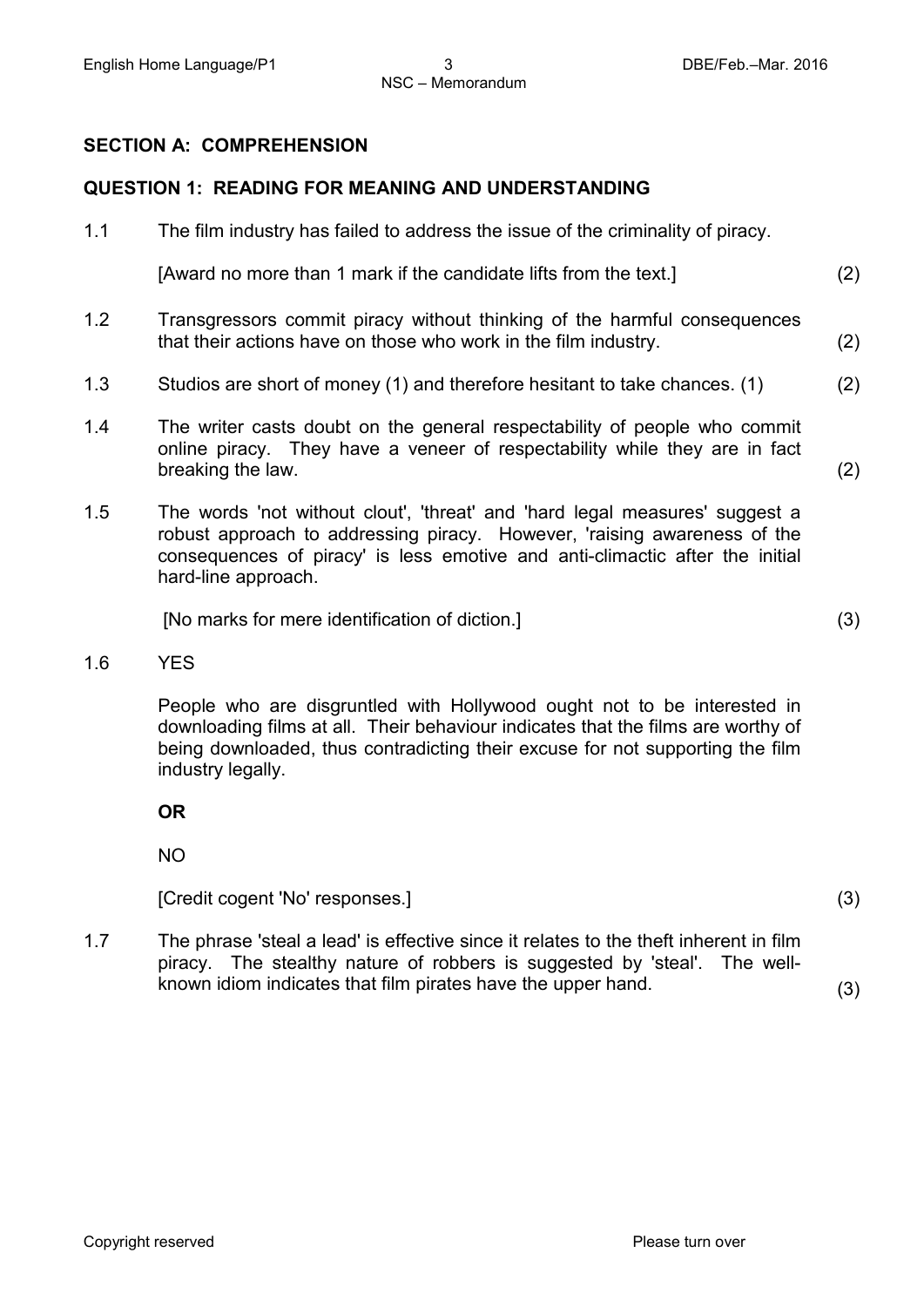## SECTION A: COMPREHENSION

### QUESTION 1: READING FOR MEANING AND UNDERSTANDING

1.1 The film industry has failed to address the issue of the criminality of piracy.

[Award no more than 1 mark if the candidate lifts from the text.] (2)

1.2 Transgressors commit piracy without thinking of the harmful consequences that their actions have on those who work in the film industry. (2)

1.3 Studios are short of money (1) and therefore hesitant to take chances. (1) (2)

1.4 The writer casts doubt on the general respectability of people who commit online piracy. They have a veneer of respectability while they are in fact breaking the law. (2)

1.5 The words 'not without clout', 'threat' and 'hard legal measures' suggest a robust approach to addressing piracy. However, 'raising awareness of the consequences of piracy' is less emotive and anti-climactic after the initial hard-line approach.

[No marks for mere identification of diction.] (3)

1.6 YES

People who are disgruntled with Hollywood ought not to be interested in downloading films at all. Their behaviour indicates that the films are worthy of being downloaded, thus contradicting their excuse for not supporting the film industry legally.

**OR**

NO

[Credit cogent 'No' responses.] (3)

1.7 The phrase 'steal a lead' is effective since it relates to the theft inherent in film piracy. The stealthy nature of robbers is suggested by 'steal'. The well-known idiom indicates that film pirates have the upper hand. (3)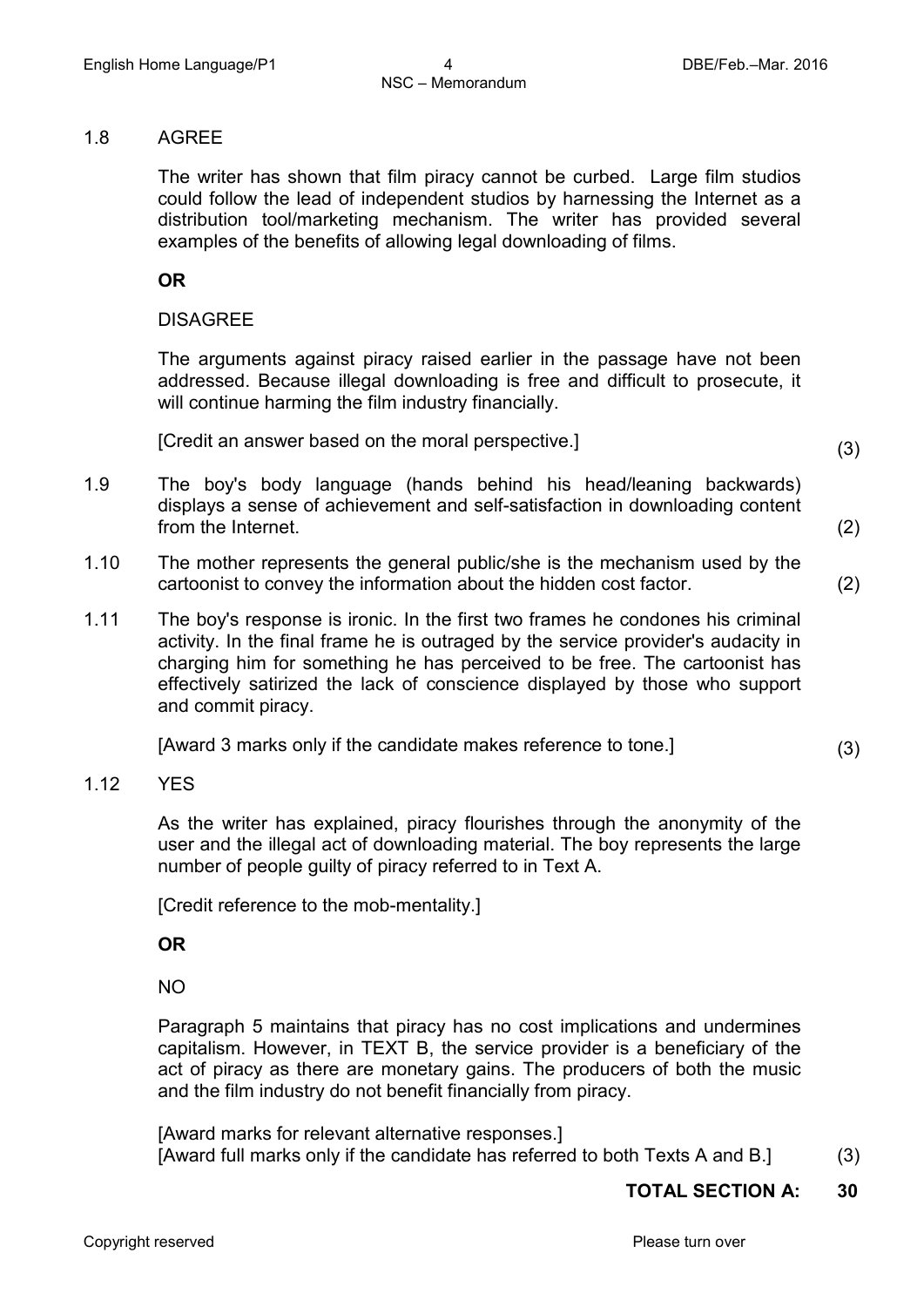1.8 AGREE

The writer has shown that film piracy cannot be curbed. Large film studios could follow the lead of independent studios by harnessing the Internet as a distribution tool/marketing mechanism. The writer has provided several examples of the benefits of allowing legal downloading of films.

**OR**

DISAGREE

The arguments against piracy raised earlier in the passage have not been addressed. Because illegal downloading is free and difficult to prosecute, it will continue harming the film industry financially.

[Credit an answer based on the moral perspective.] (3)

1.9 The boy's body language (hands behind his head/leaning backwards) displays a sense of achievement and self-satisfaction in downloading content from the Internet. (2)

1.10 The mother represents the general public/she is the mechanism used by the cartoonist to convey the information about the hidden cost factor. (2)

1.11 The boy's response is ironic. In the first two frames he condones his criminal activity. In the final frame he is outraged by the service provider's audacity in charging him for something he has perceived to be free. The cartoonist has effectively satirized the lack of conscience displayed by those who support and commit piracy.

[Award 3 marks only if the candidate makes reference to tone.] (3)

1.12 YES

As the writer has explained, piracy flourishes through the anonymity of the user and the illegal act of downloading material. The boy represents the large number of people guilty of piracy referred to in Text A.

[Credit reference to the mob-mentality.]

**OR**

NO

Paragraph 5 maintains that piracy has no cost implications and undermines capitalism. However, in TEXT B, the service provider is a beneficiary of the act of piracy as there are monetary gains. The producers of both the music and the film industry do not benefit financially from piracy.

[Award marks for relevant alternative responses.]
[Award full marks only if the candidate has referred to both Texts A and B.] (3)

**TOTAL SECTION A: 30**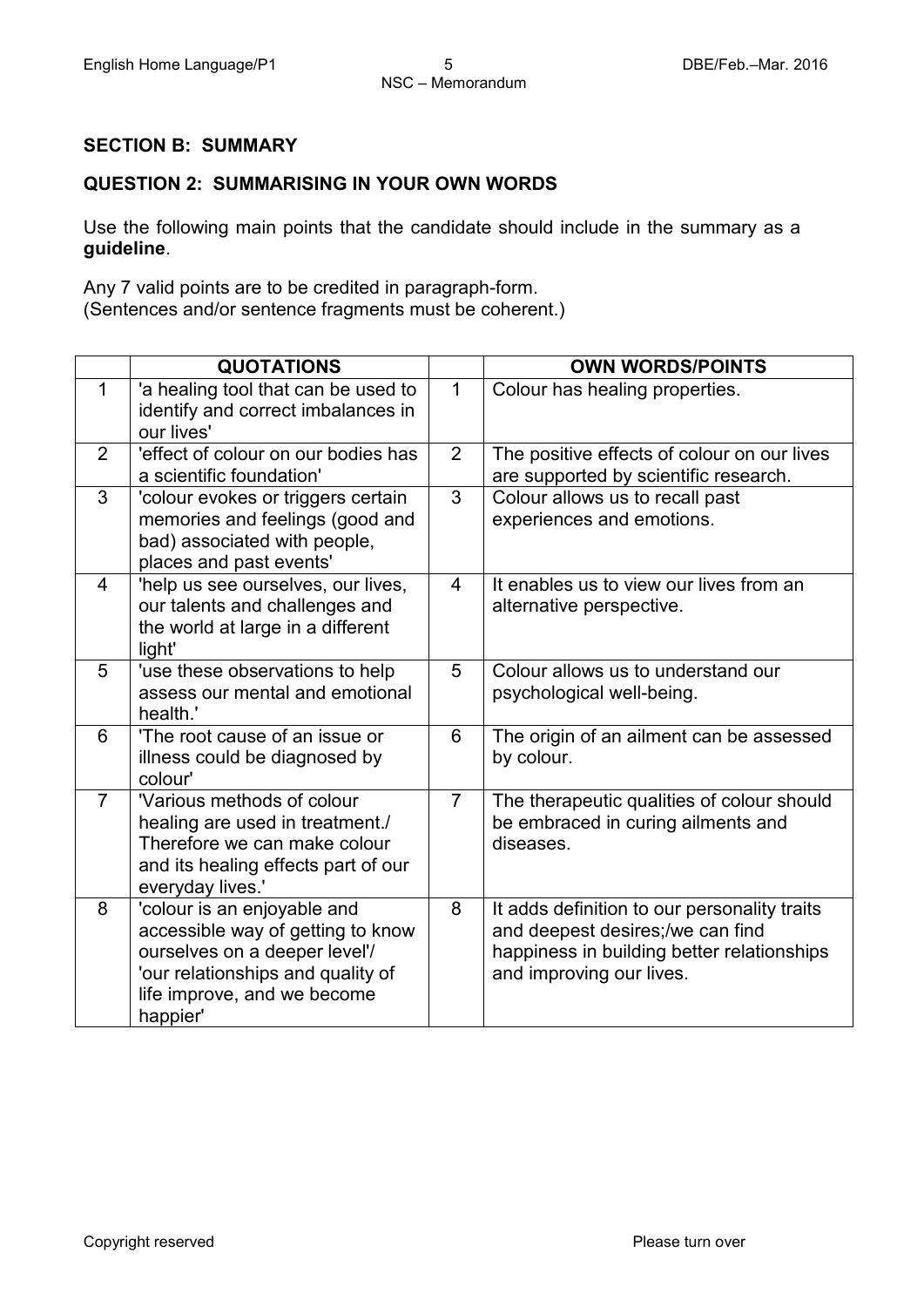## SECTION B: SUMMARY

### QUESTION 2: SUMMARISING IN YOUR OWN WORDS

Use the following main points that the candidate should include in the summary as a **guideline**.

Any 7 valid points are to be credited in paragraph-form.
(Sentences and/or sentence fragments must be coherent.)

| | QUOTATIONS | | OWN WORDS/POINTS |
|---|---|---|---|
| 1 | 'a healing tool that can be used to identify and correct imbalances in our lives' | 1 | Colour has healing properties. |
| 2 | 'effect of colour on our bodies has a scientific foundation' | 2 | The positive effects of colour on our lives are supported by scientific research. |
| 3 | 'colour evokes or triggers certain memories and feelings (good and bad) associated with people, places and past events' | 3 | Colour allows us to recall past experiences and emotions. |
| 4 | 'help us see ourselves, our lives, our talents and challenges and the world at large in a different light' | 4 | It enables us to view our lives from an alternative perspective. |
| 5 | 'use these observations to help assess our mental and emotional health.' | 5 | Colour allows us to understand our psychological well-being. |
| 6 | 'The root cause of an issue or illness could be diagnosed by colour' | 6 | The origin of an ailment can be assessed by colour. |
| 7 | 'Various methods of colour healing are used in treatment./ Therefore we can make colour and its healing effects part of our everyday lives.' | 7 | The therapeutic qualities of colour should be embraced in curing ailments and diseases. |
| 8 | 'colour is an enjoyable and accessible way of getting to know ourselves on a deeper level'/ 'our relationships and quality of life improve, and we become happier' | 8 | It adds definition to our personality traits and deepest desires;/we can find happiness in building better relationships and improving our lives. |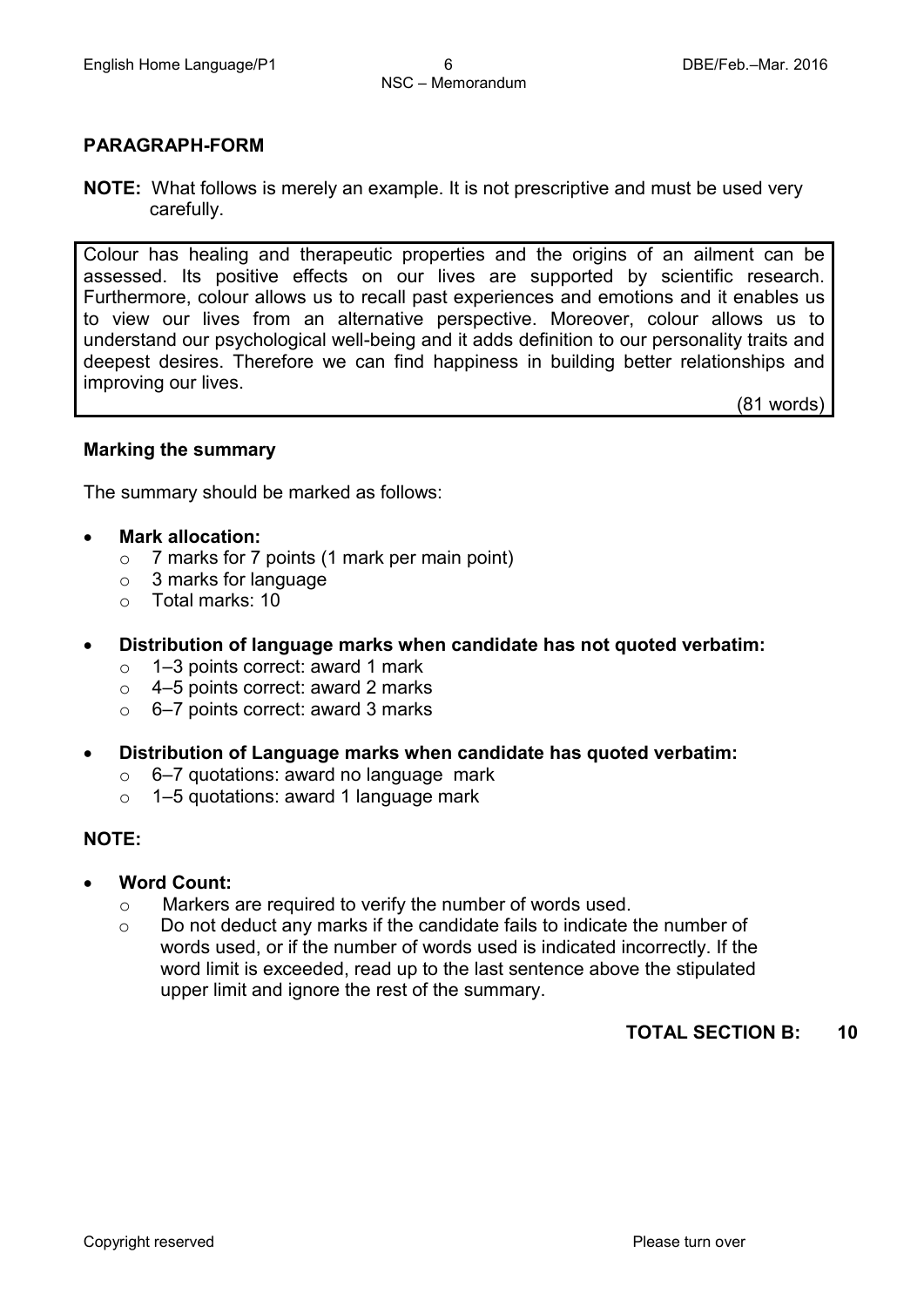## PARAGRAPH-FORM

**NOTE:** What follows is merely an example. It is not prescriptive and must be used very carefully.

> Colour has healing and therapeutic properties and the origins of an ailment can be assessed. Its positive effects on our lives are supported by scientific research. Furthermore, colour allows us to recall past experiences and emotions and it enables us to view our lives from an alternative perspective. Moreover, colour allows us to understand our psychological well-being and it adds definition to our personality traits and deepest desires. Therefore we can find happiness in building better relationships and improving our lives.
>
> (81 words)

### Marking the summary

The summary should be marked as follows:

- **Mark allocation:**
  - 7 marks for 7 points (1 mark per main point)
  - 3 marks for language
  - Total marks: 10

- **Distribution of language marks when candidate has not quoted verbatim:**
  - 1–3 points correct: award 1 mark
  - 4–5 points correct: award 2 marks
  - 6–7 points correct: award 3 marks

- **Distribution of Language marks when candidate has quoted verbatim:**
  - 6–7 quotations: award no language mark
  - 1–5 quotations: award 1 language mark

**NOTE:**

- **Word Count:**
  - Markers are required to verify the number of words used.
  - Do not deduct any marks if the candidate fails to indicate the number of words used, or if the number of words used is indicated incorrectly. If the word limit is exceeded, read up to the last sentence above the stipulated upper limit and ignore the rest of the summary.

**TOTAL SECTION B: 10**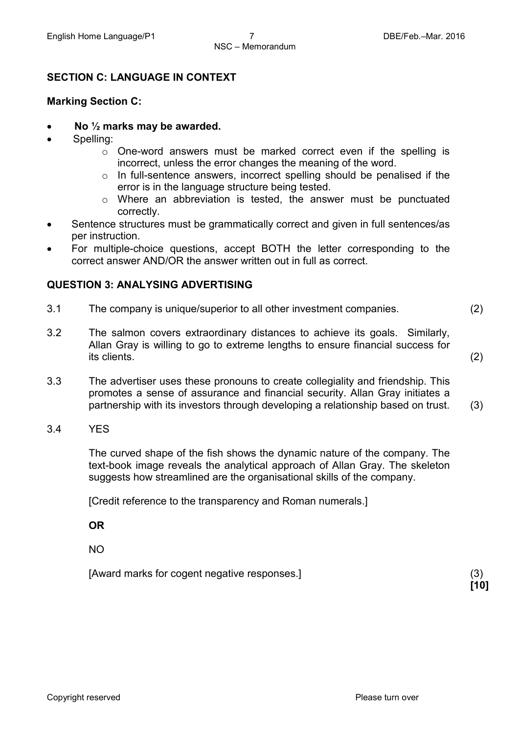## SECTION C: LANGUAGE IN CONTEXT

**Marking Section C:**

- **No ½ marks may be awarded.**
- Spelling:
  - One-word answers must be marked correct even if the spelling is incorrect, unless the error changes the meaning of the word.
  - In full-sentence answers, incorrect spelling should be penalised if the error is in the language structure being tested.
  - Where an abbreviation is tested, the answer must be punctuated correctly.
- Sentence structures must be grammatically correct and given in full sentences/as per instruction.
- For multiple-choice questions, accept BOTH the letter corresponding to the correct answer AND/OR the answer written out in full as correct.

## QUESTION 3: ANALYSING ADVERTISING

3.1 The company is unique/superior to all other investment companies. (2)

3.2 The salmon covers extraordinary distances to achieve its goals. Similarly, Allan Gray is willing to go to extreme lengths to ensure financial success for its clients. (2)

3.3 The advertiser uses these pronouns to create collegiality and friendship. This promotes a sense of assurance and financial security. Allan Gray initiates a partnership with its investors through developing a relationship based on trust. (3)

3.4 YES

The curved shape of the fish shows the dynamic nature of the company. The text-book image reveals the analytical approach of Allan Gray. The skeleton suggests how streamlined are the organisational skills of the company.

[Credit reference to the transparency and Roman numerals.]

**OR**

NO

[Award marks for cogent negative responses.] (3)

**[10]**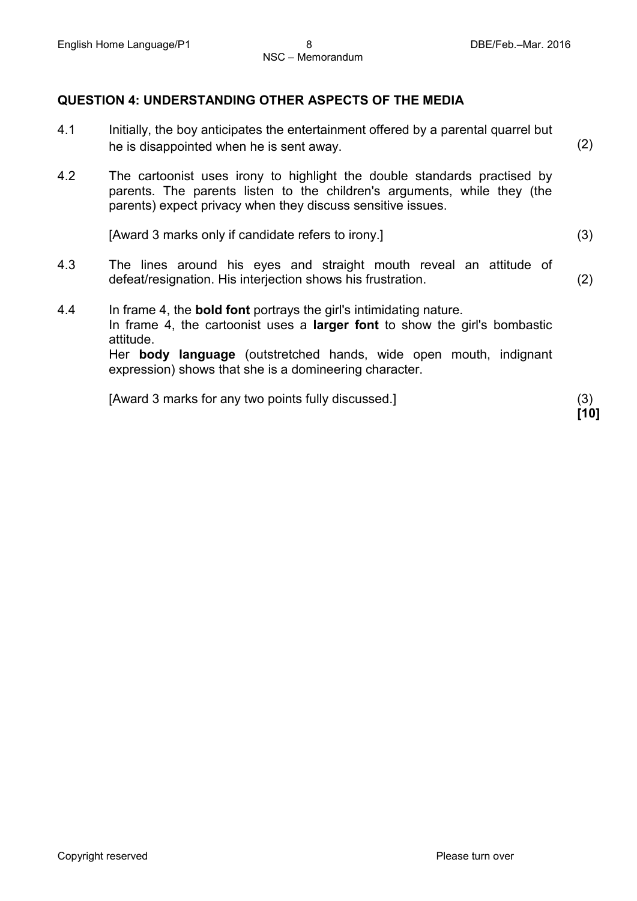## QUESTION 4: UNDERSTANDING OTHER ASPECTS OF THE MEDIA

4.1 Initially, the boy anticipates the entertainment offered by a parental quarrel but he is disappointed when he is sent away. (2)

4.2 The cartoonist uses irony to highlight the double standards practised by parents. The parents listen to the children's arguments, while they (the parents) expect privacy when they discuss sensitive issues.

[Award 3 marks only if candidate refers to irony.] (3)

4.3 The lines around his eyes and straight mouth reveal an attitude of defeat/resignation. His interjection shows his frustration. (2)

4.4 In frame 4, the **bold font** portrays the girl's intimidating nature.
In frame 4, the cartoonist uses a **larger font** to show the girl's bombastic attitude.
Her **body language** (outstretched hands, wide open mouth, indignant expression) shows that she is a domineering character.

[Award 3 marks for any two points fully discussed.] (3)

**[10]**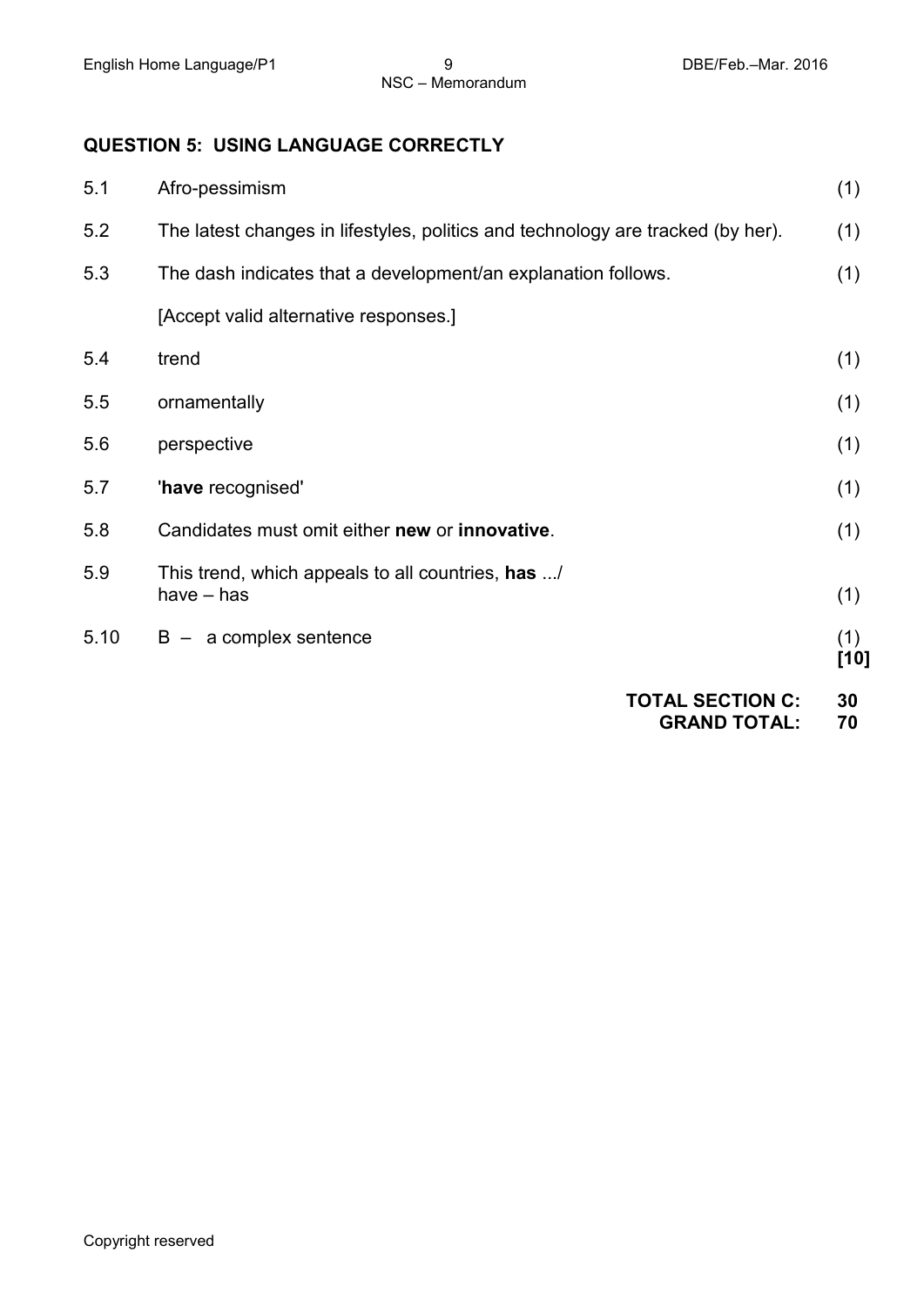## QUESTION 5: USING LANGUAGE CORRECTLY

| | | |
|---|---|---|
| 5.1 | Afro-pessimism | (1) |
| 5.2 | The latest changes in lifestyles, politics and technology are tracked (by her). | (1) |
| 5.3 | The dash indicates that a development/an explanation follows.<br><br>[Accept valid alternative responses.] | (1) |
| 5.4 | trend | (1) |
| 5.5 | ornamentally | (1) |
| 5.6 | perspective | (1) |
| 5.7 | '**have** recognised' | (1) |
| 5.8 | Candidates must omit either **new** or **innovative**. | (1) |
| 5.9 | This trend, which appeals to all countries, **has** .../<br>have – has | (1) |
| 5.10 | B – a complex sentence | (1)<br>**[10]** |

**TOTAL SECTION C: 30**
**GRAND TOTAL: 70**